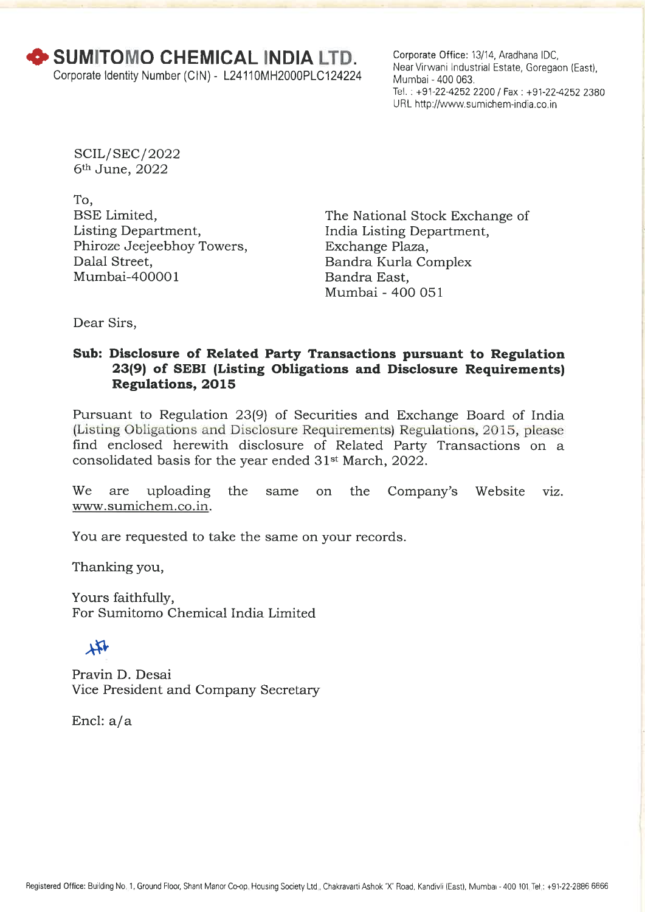# SUMITOMO CHEMICAL INDIA LTD.

Corporate Identity Number (CIN) - L24110MH2000PLC124224

Corporate Office: 13/14, Aradhana IDC, Near Virwani Industrial Estate, Goregaon (East), Mumbai - 400 063.
Tel. : +91-22-4252 2200 / Fax : +91-22-4252 2380
URL http://www.sumichem-india.co.in

SCIL/SEC/2022
6th June, 2022

To,
BSE Limited,
Listing Department,
Phiroze Jeejeebhoy Towers,
Dalal Street,
Mumbai-400001

The National Stock Exchange of India Listing Department,
Exchange Plaza,
Bandra Kurla Complex
Bandra East,
Mumbai - 400 051

Dear Sirs,

**Sub: Disclosure of Related Party Transactions pursuant to Regulation 23(9) of SEBI (Listing Obligations and Disclosure Requirements) Regulations, 2015**

Pursuant to Regulation 23(9) of Securities and Exchange Board of India (Listing Obligations and Disclosure Requirements) Regulations, 2015, please find enclosed herewith disclosure of Related Party Transactions on a consolidated basis for the year ended 31st March, 2022.

We are uploading the same on the Company's Website viz. www.sumichem.co.in.

You are requested to take the same on your records.

Thanking you,

Yours faithfully,
For Sumitomo Chemical India Limited

Pravin D. Desai
Vice President and Company Secretary

Encl: a/a

Registered Office: Building No. 1, Ground Floor, Shant Manor Co-op. Housing Society Ltd., Chakravarti Ashok 'X' Road, Kandivli (East), Mumbai - 400 101. Tel.: +91-22-2886 6666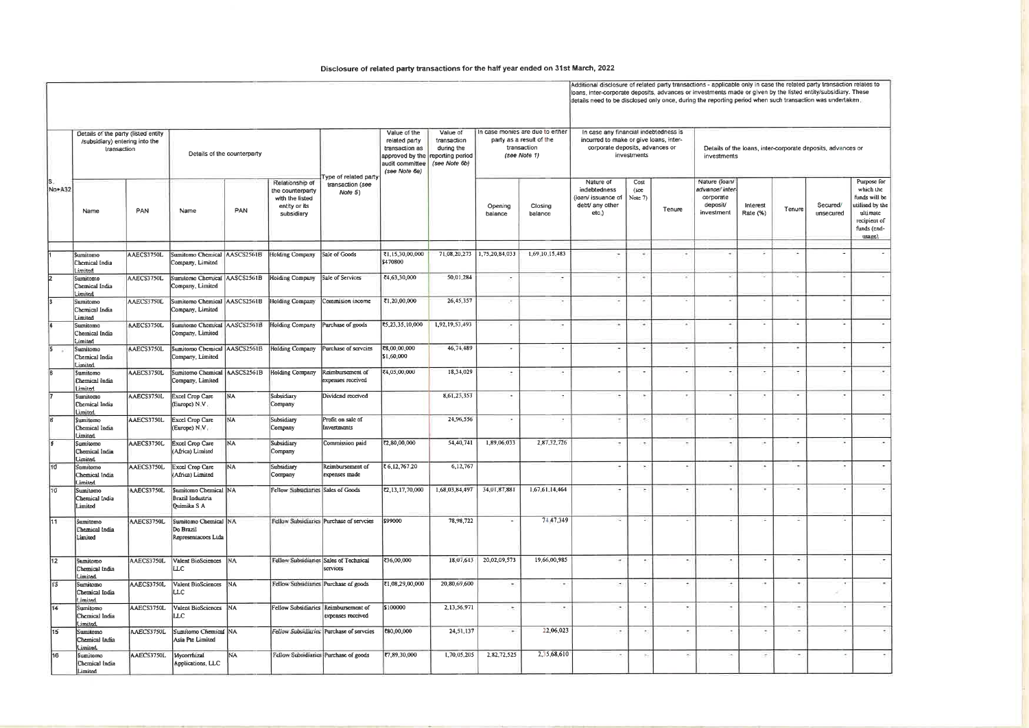# Disclosure of related party transactions for the half year ended on 31st March, 2022

| S. No+A32 | Details of the party (listed entity /subsidiary) entering into the transaction | | Details of the counterparty | | | Type of related party transaction (see Note 5) | Value of the related party transaction as approved by the audit committee (see Note 6a) | Value of transaction during the reporting period (see Note 6b) | In case monies are due to either party as a result of the transaction (see Note 1) | | Additional disclosure of related party transactions - applicable only in case the related party transaction relates to loans, inter-corporate deposits, advances or investments made or given by the listed entity/subsidiary. These details need to be disclosed only once, during the reporting period when such transaction was undertaken. In case any financial indebtedness is incurred to make or give loans, inter-corporate deposits, advances or investments | | | Details of the loans, inter-corporate deposits, advances or investments | | | | |
|---|---|---|---|---|---|---|---|---|---|---|---|---|---|---|---|---|---|---|
| | Name | PAN | Name | PAN | Relationship of the counterparty with the listed entity or its subsidiary | | | | Opening balance | Closing balance | Nature of indebtedness (loan/ issuance of debt/ any other etc.) | Cost (see Note 7) | Tenure | Nature (loan/ advance/ inter-corporate deposit/ investment | Interest Rate (%) | Tenure | Secured/ unsecured | Purpose for which the funds will be utilised by the ultimate recipient of funds (end-usage) |
| 1 | Sumitomo Chemical India Limited | AAECS3750L | Sumitomo Chemical Company, Limited | AASCS2561B | Holding Company | Sale of Goods | ₹1,15,30,00,000 $470800 | 71,08,20,273 | 1,75,20,84,033 | 1,69,10,15,483 | - | - | - | - | - | - | - | - |
| 2 | Sumitomo Chemical India Limited | AAECS3750L | Sumitomo Chemical Company, Limited | AASCS2561B | Holding Company | Sale of Services | ₹4,63,30,000 | 50,01,284 | - | - | - | - | - | - | - | - | - | - |
| 3 | Sumitomo Chemical India Limited | AAECS3750L | Sumitomo Chemical Company, Limited | AASCS2561B | Holding Company | Commision income | ₹1,20,00,000 | 26,45,357 | - | - | - | - | - | - | - | - | - | - |
| 4 | Sumitomo Chemical India Limited | AAECS3750L | Sumitomo Chemical Company, Limited | AASCS2561B | Holding Company | Purchase of goods | ₹5,23,35,10,000 | 1,92,19,57,493 | - | - | - | - | - | - | - | - | - | - |
| 5 | Sumitomo Chemical India Limited | AAECS3750L | Sumitomo Chemical Company, Limited | AASCS2561B | Holding Company | Purchase of servcies | ₹8,00,00,000 $1,60,000 | 46,74,489 | - | - | - | - | - | - | - | - | - | - |
| 6 | Sumitomo Chemical India Limited | AAECS3750L | Sumitomo Chemical Company, Limited | AASCS2561B | Holding Company | Reimbursement of expenses received | ₹4,05,00,000 | 18,34,029 | - | - | - | - | - | - | - | - | - | - |
| 7 | Sumitomo Chemical India Limited | AAECS3750L | Excel Crop Care (Europe) N.V. | NA | Subsidiary Company | Dividend received | | 8,61,23,353 | - | - | - | - | - | - | - | - | - | - |
| 8 | Sumitomo Chemical India Limited | AAECS3750L | Excel Crop Care (Europe) N.V. | NA | Subsidiary Company | Profit on sale of Investments | | 24,96,556 | - | - | - | - | - | - | - | - | - | - |
| 9 | Sumitomo Chemical India Limited | AAECS3750L | Excel Crop Care (Africa) Limited | NA | Subsidiary Company | Commission paid | ₹2,80,00,000 | 54,40,741 | 1,89,06,033 | 2,87,32,726 | - | - | - | - | - | - | - | - |
| 10 | Sumitomo Chemical India Limited | AAECS3750L | Excel Crop Care (Africa) Limited | NA | Subsidiary Company | Reimbursement of expenses made | ₹6,12,767.20 | 6,12,767 | | | - | - | - | - | - | - | - | - |
| 10 | Sumitomo Chemical India Limited | AAECS3750L | Sumitomo Chemical Brazil Industria Quimika S A | NA | Fellow Subsidiaries | Sales of Goods | ₹2,13,17,70,000 | 1,68,03,84,497 | 34,01,87,881 | 1,67,61,14,464 | - | - | - | - | - | - | - | - |
| 11 | Sumitomo Chemical India Limited | AAECS3750L | Sumitomo Chemical Do Brazil Representacoes Ltda | NA | Fellow Subsidiaries | Purchase of servcies | $99000 | 78,98,722 | - | 74,47,349 | - | - | - | - | - | - | - | - |
| 12 | Sumitomo Chemical India Limited | AAECS3750L | Valent BioSciences LLC | NA | Fellow Subsidiaries | Sales of Technical services | ₹36,00,000 | 18,07,613 | 20,02,09,573 | 19,66,00,985 | - | - | - | - | - | - | - | - |
| 13 | Sumitomo Chemical India Limited | AAECS3750L | Valent BioSciences LLC | NA | Fellow Subsidiaries | Purchase of goods | ₹1,08,29,00,000 | 20,80,69,600 | - | - | - | - | - | - | - | - | - | - |
| 14 | Sumitomo Chemical India Limited | AAECS3750L | Valent BioSciences LLC | NA | Fellow Subsidiaries | Reimbursement of expenses received | $100000 | 2,13,56,971 | - | - | - | - | - | - | - | - | - | - |
| 15 | Sumitomo Chemical India Limited | AAECS3750L | Sumitomo Chemical Asia Pte Limited | NA | Fellow Subsidiaries | Purchase of servcies | ₹80,00,000 | 24,51,137 | - | 22,06,023 | - | - | - | - | - | - | - | - |
| 16 | Sumitomo Chemical India Limited | AAECS3750L | Mycorrhizal Applications, LLC | NA | Fellow Subsidiaries | Purchase of goods | ₹7,89,30,000 | 1,70,05,205 | 2,82,72,525 | 2,35,68,610 | - | - | - | - | - | - | - | - |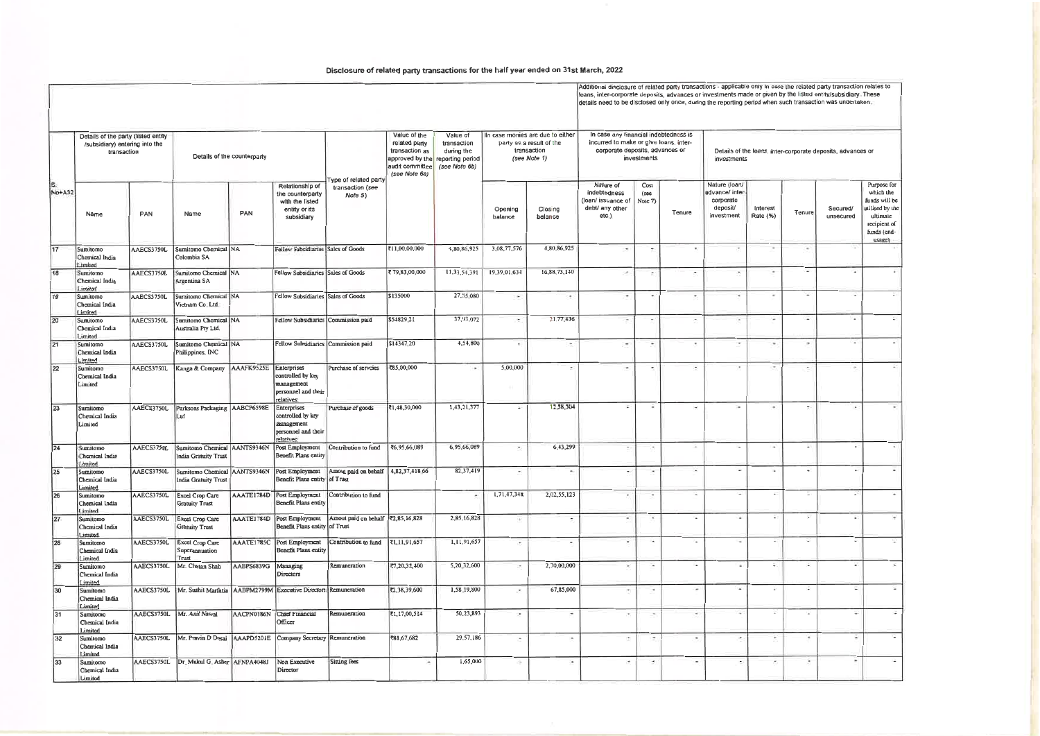# Disclosure of related party transactions for the half year ended on 31st March, 2022

| S. No+A32 | Details of the party (listed entity /subsidiary) entering into the transaction | | Details of the counterparty | | | Type of related party transaction (see Note 5) | Value of the related party transaction as approved by the audit committee (see Note 6a) | Value of transaction during the reporting period (see Note 6b) | In case monies are due to either party as a result of the transaction (see Note 1) | | Additional disclosure of related party transactions - applicable only in case the related party transaction relates to loans, inter-corporate deposits, advances or investments made or given by the listed entity/subsidiary. These details need to be disclosed only once, during the reporting period when such transaction was undertaken. In case any financial indebtedness is incurred to make or give loans, inter-corporate deposits, advances or investments | | | Details of the loans, inter-corporate deposits, advances or investments | | | | |
|---|---|---|---|---|---|---|---|---|---|---|---|---|---|---|---|---|---|---|
| | Name | PAN | Name | PAN | Relationship of the counterparty with the listed entity or its subsidiary | | | | Opening balance | Closing balance | Nature of indebtedness (loan/ issuance of debt/ any other etc.) | Cost (see Note 7) | Tenure | Nature (loan/ advance/ inter-corporate deposit/ investment | Interest Rate (%) | Tenure | Secured/ unsecured | Purpose for which the funds will be utilised by the ultimate recipient of funds (end-usage) |
| 17 | Sumitomo Chemical India Limited | AAECS3750L | Sumitomo Chemical Colombia SA | NA | Fellow Subsidiaries | Sales of Goods | ₹11,00,00,000 | 4,80,86,925 | 3,08,77,576 | 4,80,86,925 | - | - | - | - | - | - | - | - |
| 18 | Sumitomo Chemical India Limited | AAECS3750L | Sumitomo Chemical Argentina SA | NA | Fellow Subsidiaries | Sales of Goods | ₹ 79,83,00,000 | 11,33,54,391 | 19,39,01,634 | 16,88,73,140 | - | - | - | - | - | - | - | - |
| 18 | Sumitomo Chemical India Limited | AAECS3750L | Sumitomo Chemical Vietnam Co. Ltd. | NA | Fellow Subsidiaries | Sales of Goods | $135000 | 27,35,080 | - | - | - | - | - | - | - | - | - | - |
| 20 | Sumitomo Chemical India Limited | AAECS3750L | Sumitomo Chemical Australia Pty Ltd. | NA | Fellow Subsidiaries | Commission paid | $54829.21 | 37,93,072 | - | 21,77,436 | - | - | - | - | - | - | - | - |
| 21 | Sumitomo Chemical India Limited | AAECS3750L | Sumitomo Chemical Philippines, INC | NA | Fellow Subsidiaries | Commission paid | $14347.20 | 4,54,800 | - | - | - | - | - | - | - | - | - | - |
| 22 | Sumitomo Chemical India Limited | AAECS3750L | Kanga & Company | AAAFK9525E | Enterprises controlled by key management personnel and their relatives: | Purchase of servcies | ₹85,00,000 | - | 5,00,000 | - | - | - | - | - | - | - | - | - |
| 23 | Sumitomo Chemical India Limited | AAECS3750L | Parksons Packaging Ltd | AABCP6598E | Enterprises controlled by key management personnel and their relatives: | Purchase of goods | ₹1,48,30,000 | 1,43,21,377 | - | 12,58,304 | - | - | - | - | - | - | - | - |
| 24 | Sumitomo Chemical India Limited | AAECS3750L | Sumitomo Chemical India Gratuity Trust | AANTS9346N | Post Employment Benefit Plans entity | Contribution to fund | ₹6,95,66,089 | 6,95,66,089 | - | 6,43,299 | - | - | - | - | - | - | - | - |
| 25 | Sumitomo Chemical India Limited | AAECS3750L | Sumitomo Chemical India Gratuity Trust | AANTS9346N | Post Employment Benefit Plans entity | Amout paid on behalf of Trust | 4,82,37,418.66 | 82,37,419 | - | - | - | - | - | - | - | - | - | - |
| 26 | Sumitomo Chemical India Limited | AAECS3750L | Excel Crop Care Gratuity Trust | AAATE1784D | Post Employment Benefit Plans entity | Contribution to fund | | - | 1,71,47,348 | 2,02,55,123 | - | - | - | - | - | - | - | - |
| 27 | Sumitomo Chemical India Limited | AAECS3750L | Excel Crop Care Gratuity Trust | AAATE1784D | Post Employment Benefit Plans entity | Amout paid on behalf of Trust | ₹2,85,16,828 | 2,85,16,828 | - | - | - | - | - | - | - | - | - | - |
| 28 | Sumitomo Chemical India Limited | AAECS3750L | Excel Crop Care Superannuation Trust | AAATE1785C | Post Employment Benefit Plans entity | Contribution to fund | ₹1,11,91,657 | 1,11,91,657 | - | - | - | - | - | - | - | - | - | - |
| 29 | Sumitomo Chemical India Limited | AAECS3750L | Mr. Chetan Shah | AABPS6839G | Managing Directors | Remuneration | ₹7,20,32,400 | 5,20,32,600 | - | 2,70,00,000 | - | - | - | - | - | - | - | - |
| 30 | Sumitomo Chemical India Limited | AAECS3750L | Mr. Sushil Marfatia | AABPM2799M | Executive Directors | Remuneration | ₹2,38,39,600 | 1,58,39,800 | - | 67,85,000 | - | - | - | - | - | - | - | - |
| 31 | Sumitomo Chemical India Limited | AAECS3750L | Mr. Anil Nawal | AACPN0386N | Chief Financial Officer | Remuneration | ₹1,17,00,514 | 50,23,893 | - | - | - | - | - | - | - | - | - | - |
| 32 | Sumitomo Chemical India Limited | AAECS3750L | Mr. Pravin D Desai | AAAPD5201E | Company Secretary | Remuneration | ₹81,67,682 | 29,57,186 | - | - | - | - | - | - | - | - | - | - |
| 33 | Sumitomo Chemical India Limited | AAECS3750L | Dr. Mukul G. Asher | AFNPA4048J | Non Executive Director | Sitting fees | - | 1,65,000 | - | - | - | - | - | - | - | - | - | - |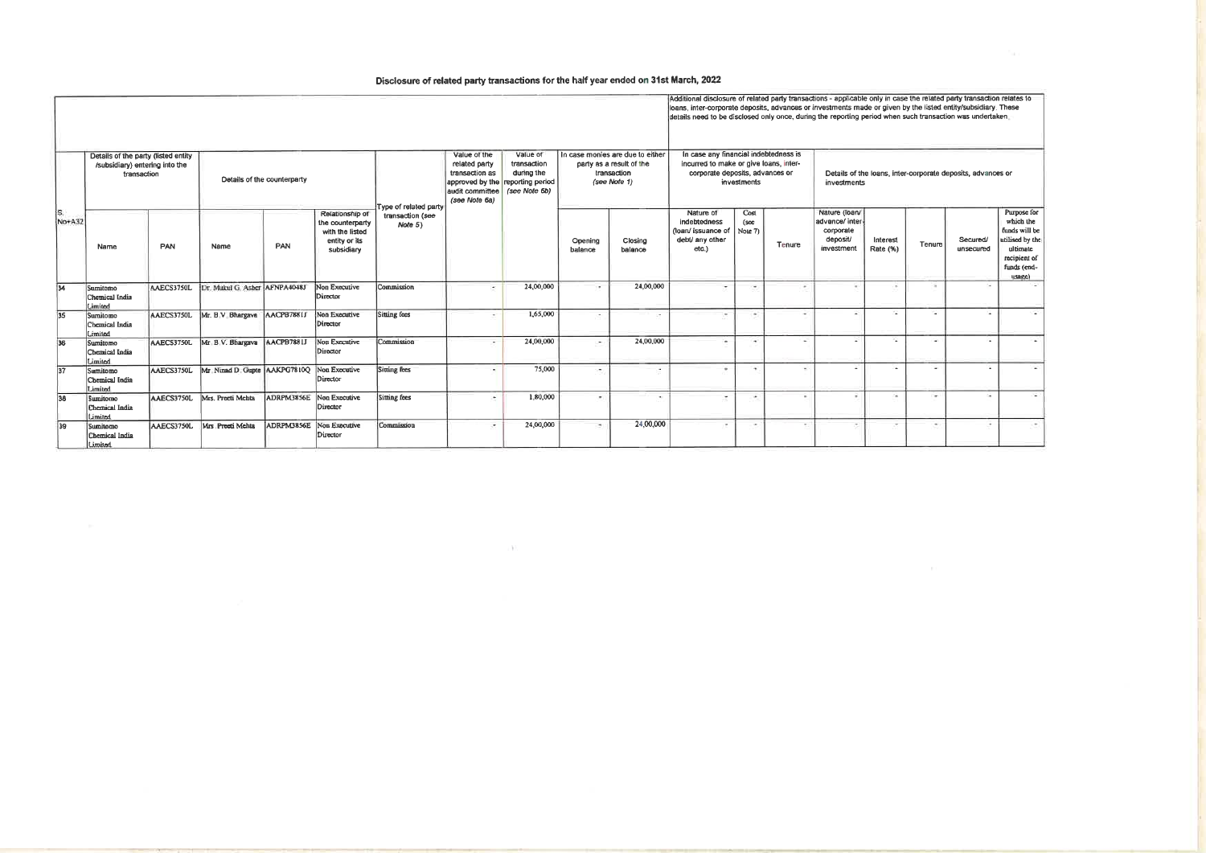## Disclosure of related party transactions for the half year ended on 31st March, 2022

Additional disclosure of related party transactions - applicable only in case the related party transaction relates to loans, inter-corporate deposits, advances or investments made or given by the listed entity/subsidiary. These details need to be disclosed only once, during the reporting period when such transaction was undertaken.

| S. No+A32 | Details of the party (listed entity /subsidiary) entering into the transaction | | Details of the counterparty | | | Type of related party transaction (see Note 5) | Value of the related party transaction as approved by the audit committee (see Note 6a) | Value of transaction during the reporting period (see Note 6b) | In case monies are due to either party as a result of the transaction (see Note 1) | | In case any financial indebtedness is incurred to make or give loans, inter-corporate deposits, advances or investments | | | Details of the loans, inter-corporate deposits, advances or investments | | | | |
|---|---|---|---|---|---|---|---|---|---|---|---|---|---|---|---|---|---|---|
| | Name | PAN | Name | PAN | Relationship of the counterparty with the listed entity or its subsidiary | | | | Opening balance | Closing balance | Nature of indebtedness (loan/ issuance of debt/ any other etc.) | Cost (see Note 7) | Tenure | Nature (loan/ advance/ inter-corporate deposit/ investment | Interest Rate (%) | Tenure | Secured/ unsecured | Purpose for which the funds will be utilised by the ultimate recipient of funds (end-usage) |
| 34 | Sumitomo Chemical India Limited | AAECS3750L | Dr. Mukul G. Asher | AFNPA4048J | Non Executive Director | Commission | - | 24,00,000 | - | 24,00,000 | - | - | - | - | - | - | - | - |
| 35 | Sumitomo Chemical India Limited | AAECS3750L | Mr. B.V. Bhargava | AACPB7881J | Non Executive Director | Sitting fees | - | 1,65,000 | - | - | - | - | - | - | - | - | - | - |
| 36 | Sumitomo Chemical India Limited | AAECS3750L | Mr. B.V. Bhargava | AACPB7881J | Non Executive Director | Commission | - | 24,00,000 | - | 24,00,000 | - | - | - | - | - | - | - | - |
| 37 | Sumitomo Chemical India Limited | AAECS3750L | Mr. Ninad D. Gupte | AAKPG7810Q | Non Executive Director | Sitting fees | - | 75,000 | - | - | - | - | - | - | - | - | - | - |
| 38 | Sumitomo Chemical India Limited | AAECS3750L | Mrs. Preeti Mehta | ADRPM3856E | Non Executive Director | Sitting fees | - | 1,80,000 | - | - | - | - | - | - | - | - | - | - |
| 39 | Sumitomo Chemical India Limited | AAECS3750L | Mrs. Preeti Mehta | ADRPM3856E | Non Executive Director | Commission | - | 24,00,000 | - | 24,00,000 | - | - | - | - | - | - | - | - |